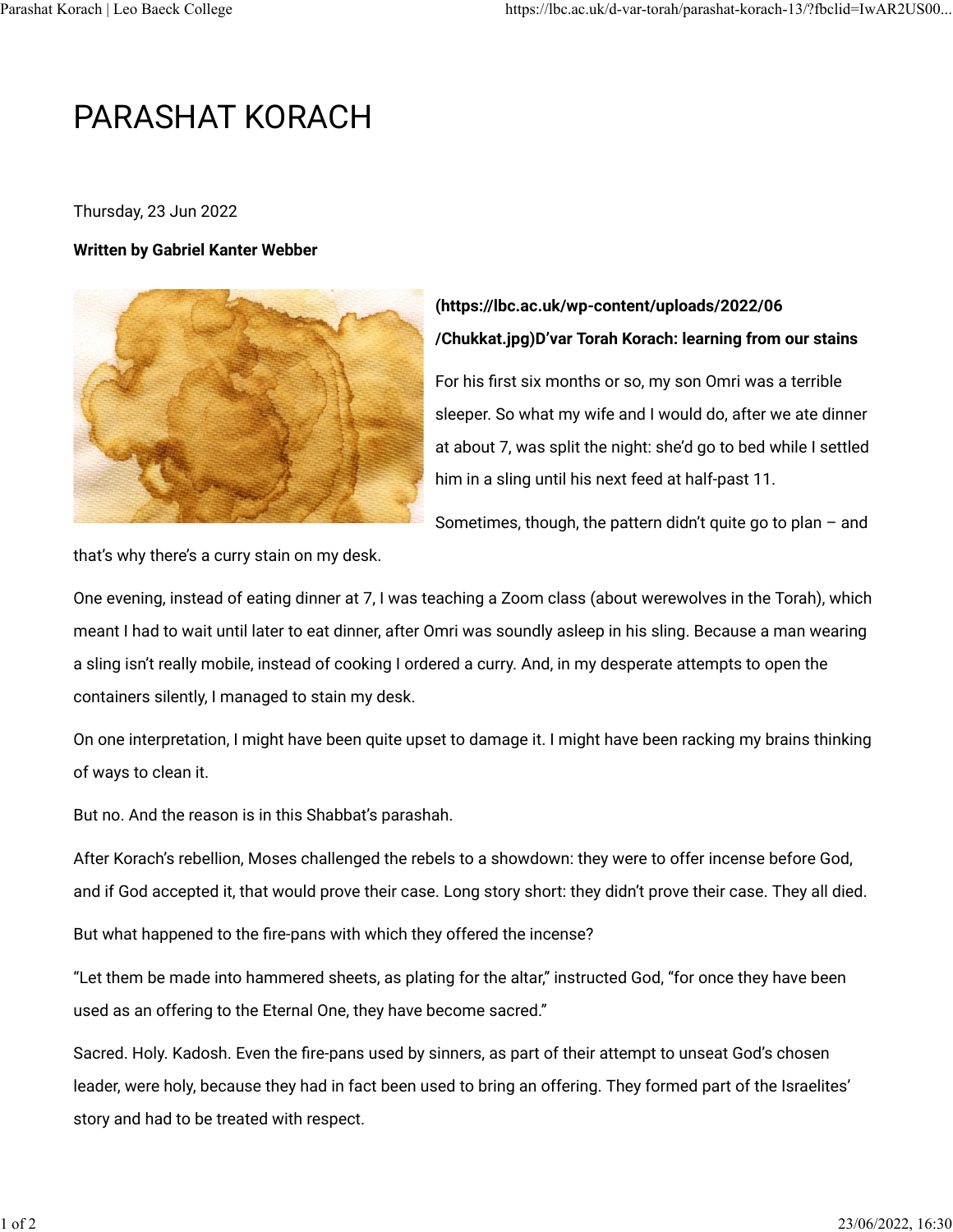# PARASHAT KORACH

Thursday, 23 Jun 2022

**Written by Gabriel Kanter Webber**

**(https://lbc.ac.uk/wp-content/uploads/2022/06/Chukkat.jpg)D'var Torah Korach: learning from our stains**

For his first six months or so, my son Omri was a terrible sleeper. So what my wife and I would do, after we ate dinner at about 7, was split the night: she'd go to bed while I settled him in a sling until his next feed at half-past 11.

Sometimes, though, the pattern didn't quite go to plan – and that's why there's a curry stain on my desk.

One evening, instead of eating dinner at 7, I was teaching a Zoom class (about werewolves in the Torah), which meant I had to wait until later to eat dinner, after Omri was soundly asleep in his sling. Because a man wearing a sling isn't really mobile, instead of cooking I ordered a curry. And, in my desperate attempts to open the containers silently, I managed to stain my desk.

On one interpretation, I might have been quite upset to damage it. I might have been racking my brains thinking of ways to clean it.

But no. And the reason is in this Shabbat's parashah.

After Korach's rebellion, Moses challenged the rebels to a showdown: they were to offer incense before God, and if God accepted it, that would prove their case. Long story short: they didn't prove their case. They all died.

But what happened to the fire-pans with which they offered the incense?

"Let them be made into hammered sheets, as plating for the altar," instructed God, "for once they have been used as an offering to the Eternal One, they have become sacred."

Sacred. Holy. Kadosh. Even the fire-pans used by sinners, as part of their attempt to unseat God's chosen leader, were holy, because they had in fact been used to bring an offering. They formed part of the Israelites' story and had to be treated with respect.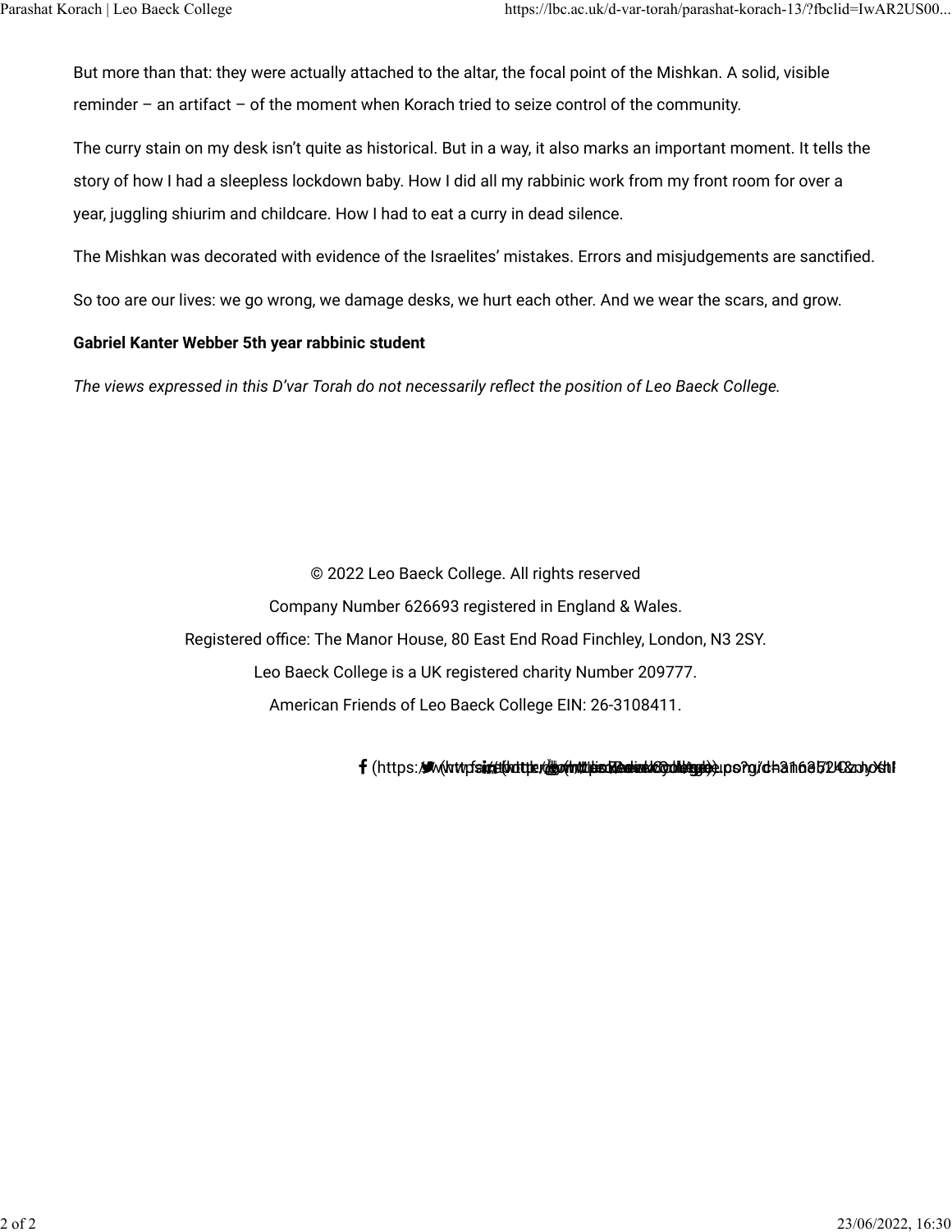But more than that: they were actually attached to the altar, the focal point of the Mishkan. A solid, visible reminder – an artifact – of the moment when Korach tried to seize control of the community.

The curry stain on my desk isn't quite as historical. But in a way, it also marks an important moment. It tells the story of how I had a sleepless lockdown baby. How I did all my rabbinic work from my front room for over a year, juggling shiurim and childcare. How I had to eat a curry in dead silence.

The Mishkan was decorated with evidence of the Israelites' mistakes. Errors and misjudgements are sanctified.

So too are our lives: we go wrong, we damage desks, we hurt each other. And we wear the scars, and grow.

**Gabriel Kanter Webber 5th year rabbinic student**

*The views expressed in this D'var Torah do not necessarily reflect the position of Leo Baeck College.*

© 2022 Leo Baeck College. All rights reserved

Company Number 626693 registered in England & Wales.

Registered office: The Manor House, 80 East End Road Finchley, London, N3 2SY.

Leo Baeck College is a UK registered charity Number 209777.

American Friends of Leo Baeck College EIN: 26-3108411.